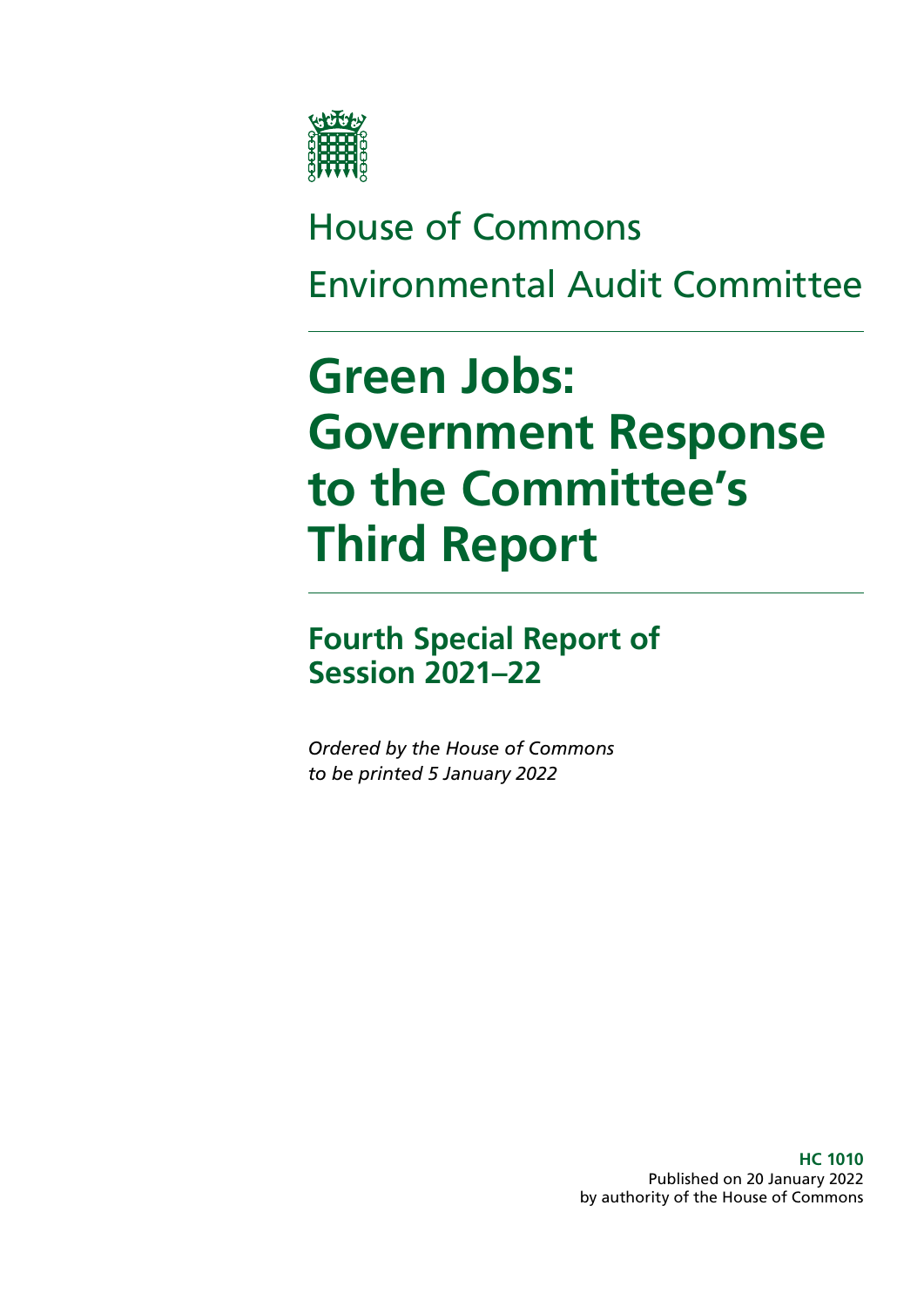House of Commons

Environmental Audit Committee

# Green Jobs: Government Response to the Committee's Third Report

## Fourth Special Report of Session 2021–22

*Ordered by the House of Commons to be printed 5 January 2022*

**HC 1010**
Published on 20 January 2022
by authority of the House of Commons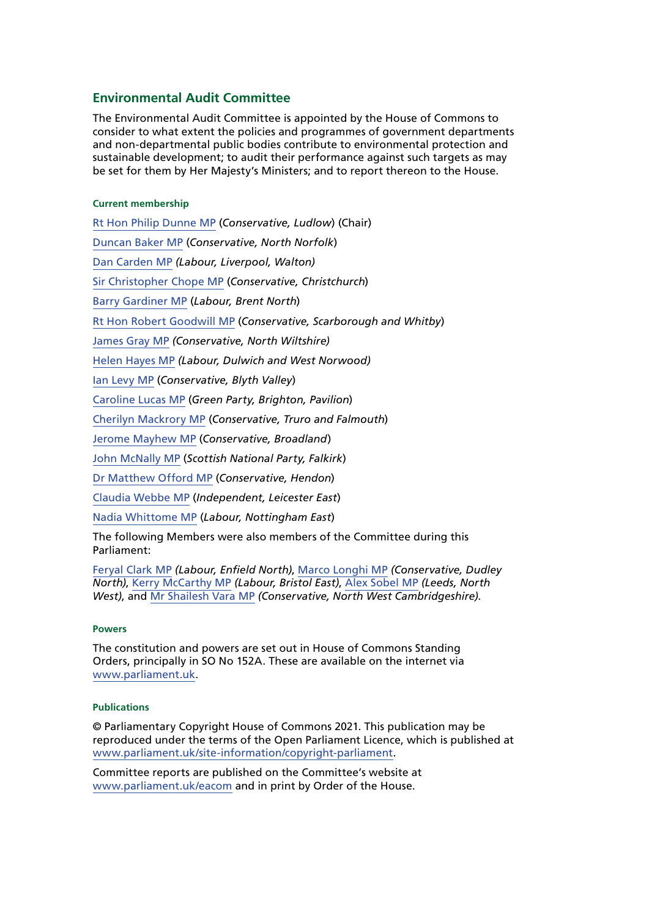## Environmental Audit Committee

The Environmental Audit Committee is appointed by the House of Commons to consider to what extent the policies and programmes of government departments and non-departmental public bodies contribute to environmental protection and sustainable development; to audit their performance against such targets as may be set for them by Her Majesty's Ministers; and to report thereon to the House.

#### Current membership

Rt Hon Philip Dunne MP (*Conservative, Ludlow*) (Chair)

Duncan Baker MP (*Conservative, North Norfolk*)

Dan Carden MP *(Labour, Liverpool, Walton)*

Sir Christopher Chope MP (*Conservative, Christchurch*)

Barry Gardiner MP (*Labour, Brent North*)

Rt Hon Robert Goodwill MP (*Conservative, Scarborough and Whitby*)

James Gray MP *(Conservative, North Wiltshire)*

Helen Hayes MP *(Labour, Dulwich and West Norwood)*

Ian Levy MP (*Conservative, Blyth Valley*)

Caroline Lucas MP (*Green Party, Brighton, Pavilion*)

Cherilyn Mackrory MP (*Conservative, Truro and Falmouth*)

Jerome Mayhew MP (*Conservative, Broadland*)

John McNally MP (*Scottish National Party, Falkirk*)

Dr Matthew Offord MP (*Conservative, Hendon*)

Claudia Webbe MP (*Independent, Leicester East*)

Nadia Whittome MP (*Labour, Nottingham East*)

The following Members were also members of the Committee during this Parliament:

Feryal Clark MP *(Labour, Enfield North)*, Marco Longhi MP *(Conservative, Dudley North)*, Kerry McCarthy MP *(Labour, Bristol East)*, Alex Sobel MP *(Leeds, North West)*, and Mr Shailesh Vara MP *(Conservative, North West Cambridgeshire).*

#### Powers

The constitution and powers are set out in House of Commons Standing Orders, principally in SO No 152A. These are available on the internet via www.parliament.uk.

#### Publications

© Parliamentary Copyright House of Commons 2021. This publication may be reproduced under the terms of the Open Parliament Licence, which is published at www.parliament.uk/site-information/copyright-parliament.

Committee reports are published on the Committee's website at www.parliament.uk/eacom and in print by Order of the House.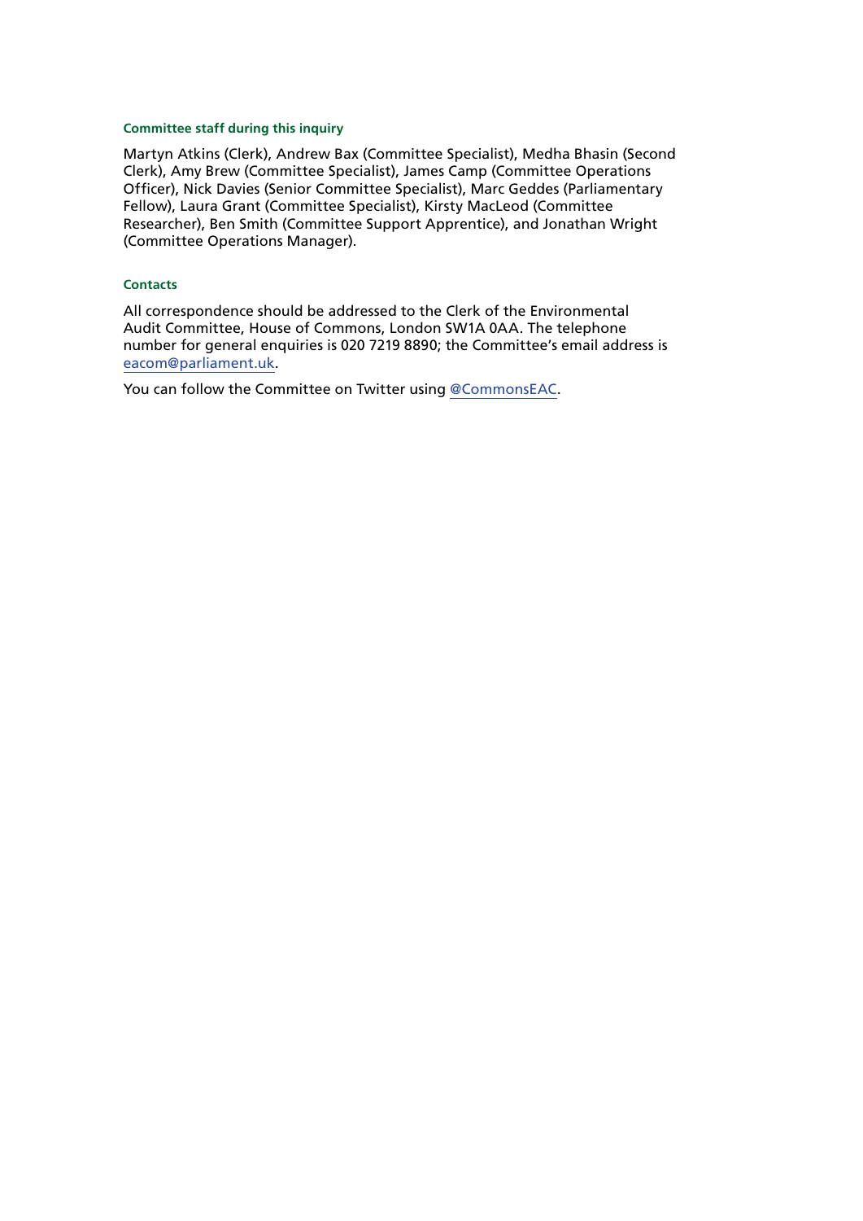#### Committee staff during this inquiry

Martyn Atkins (Clerk), Andrew Bax (Committee Specialist), Medha Bhasin (Second Clerk), Amy Brew (Committee Specialist), James Camp (Committee Operations Officer), Nick Davies (Senior Committee Specialist), Marc Geddes (Parliamentary Fellow), Laura Grant (Committee Specialist), Kirsty MacLeod (Committee Researcher), Ben Smith (Committee Support Apprentice), and Jonathan Wright (Committee Operations Manager).

#### Contacts

All correspondence should be addressed to the Clerk of the Environmental Audit Committee, House of Commons, London SW1A 0AA. The telephone number for general enquiries is 020 7219 8890; the Committee's email address is eacom@parliament.uk.

You can follow the Committee on Twitter using @CommonsEAC.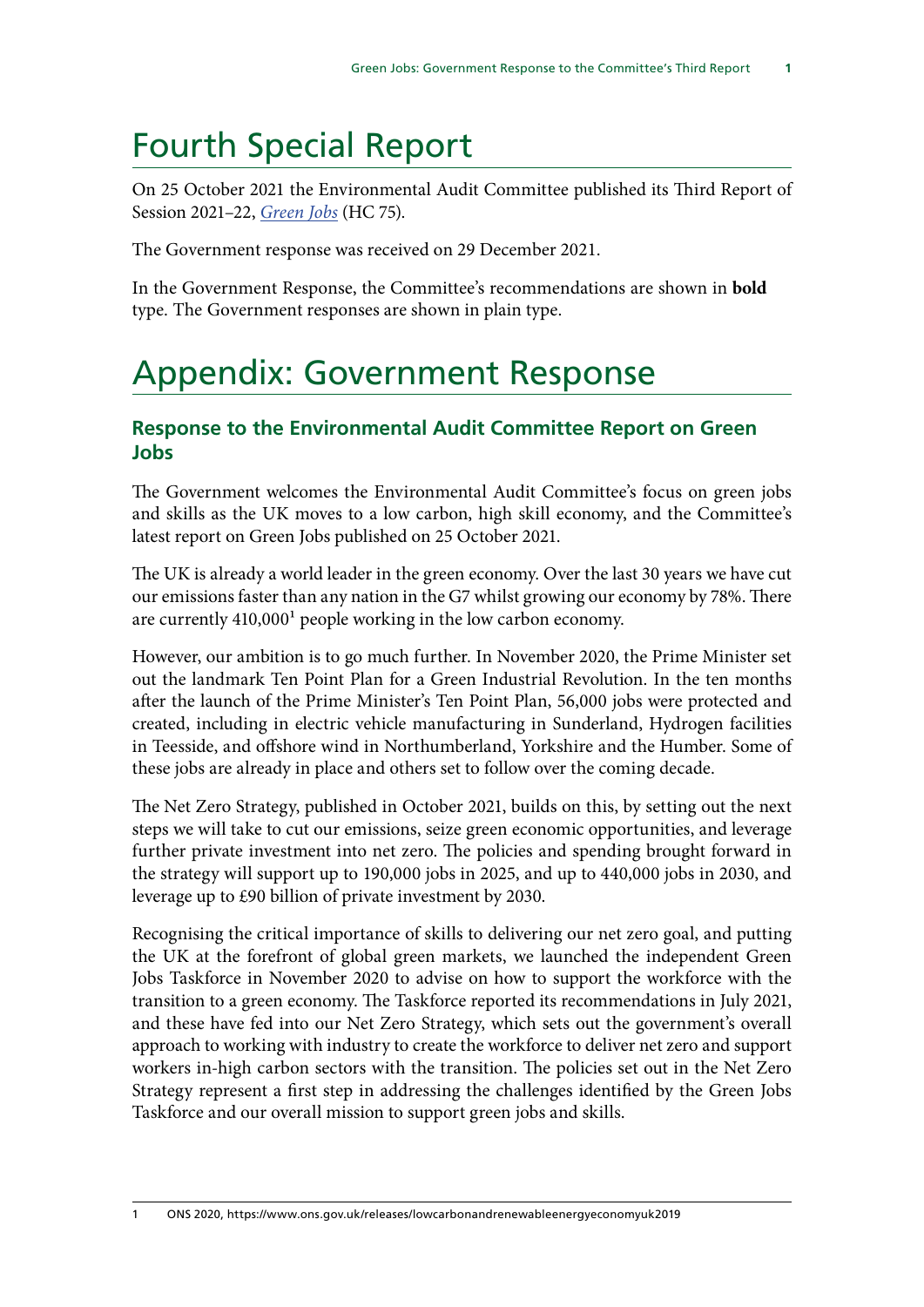# Fourth Special Report

On 25 October 2021 the Environmental Audit Committee published its Third Report of Session 2021–22, *Green Jobs* (HC 75).

The Government response was received on 29 December 2021.

In the Government Response, the Committee's recommendations are shown in **bold** type. The Government responses are shown in plain type.

# Appendix: Government Response

## Response to the Environmental Audit Committee Report on Green Jobs

The Government welcomes the Environmental Audit Committee's focus on green jobs and skills as the UK moves to a low carbon, high skill economy, and the Committee's latest report on Green Jobs published on 25 October 2021.

The UK is already a world leader in the green economy. Over the last 30 years we have cut our emissions faster than any nation in the G7 whilst growing our economy by 78%. There are currently 410,000[1] people working in the low carbon economy.

However, our ambition is to go much further. In November 2020, the Prime Minister set out the landmark Ten Point Plan for a Green Industrial Revolution. In the ten months after the launch of the Prime Minister's Ten Point Plan, 56,000 jobs were protected and created, including in electric vehicle manufacturing in Sunderland, Hydrogen facilities in Teesside, and offshore wind in Northumberland, Yorkshire and the Humber. Some of these jobs are already in place and others set to follow over the coming decade.

The Net Zero Strategy, published in October 2021, builds on this, by setting out the next steps we will take to cut our emissions, seize green economic opportunities, and leverage further private investment into net zero. The policies and spending brought forward in the strategy will support up to 190,000 jobs in 2025, and up to 440,000 jobs in 2030, and leverage up to £90 billion of private investment by 2030.

Recognising the critical importance of skills to delivering our net zero goal, and putting the UK at the forefront of global green markets, we launched the independent Green Jobs Taskforce in November 2020 to advise on how to support the workforce with the transition to a green economy. The Taskforce reported its recommendations in July 2021, and these have fed into our Net Zero Strategy, which sets out the government's overall approach to working with industry to create the workforce to deliver net zero and support workers in-high carbon sectors with the transition. The policies set out in the Net Zero Strategy represent a first step in addressing the challenges identified by the Green Jobs Taskforce and our overall mission to support green jobs and skills.

1 ONS 2020, https://www.ons.gov.uk/releases/lowcarbonandrenewableenergyeconomyuk2019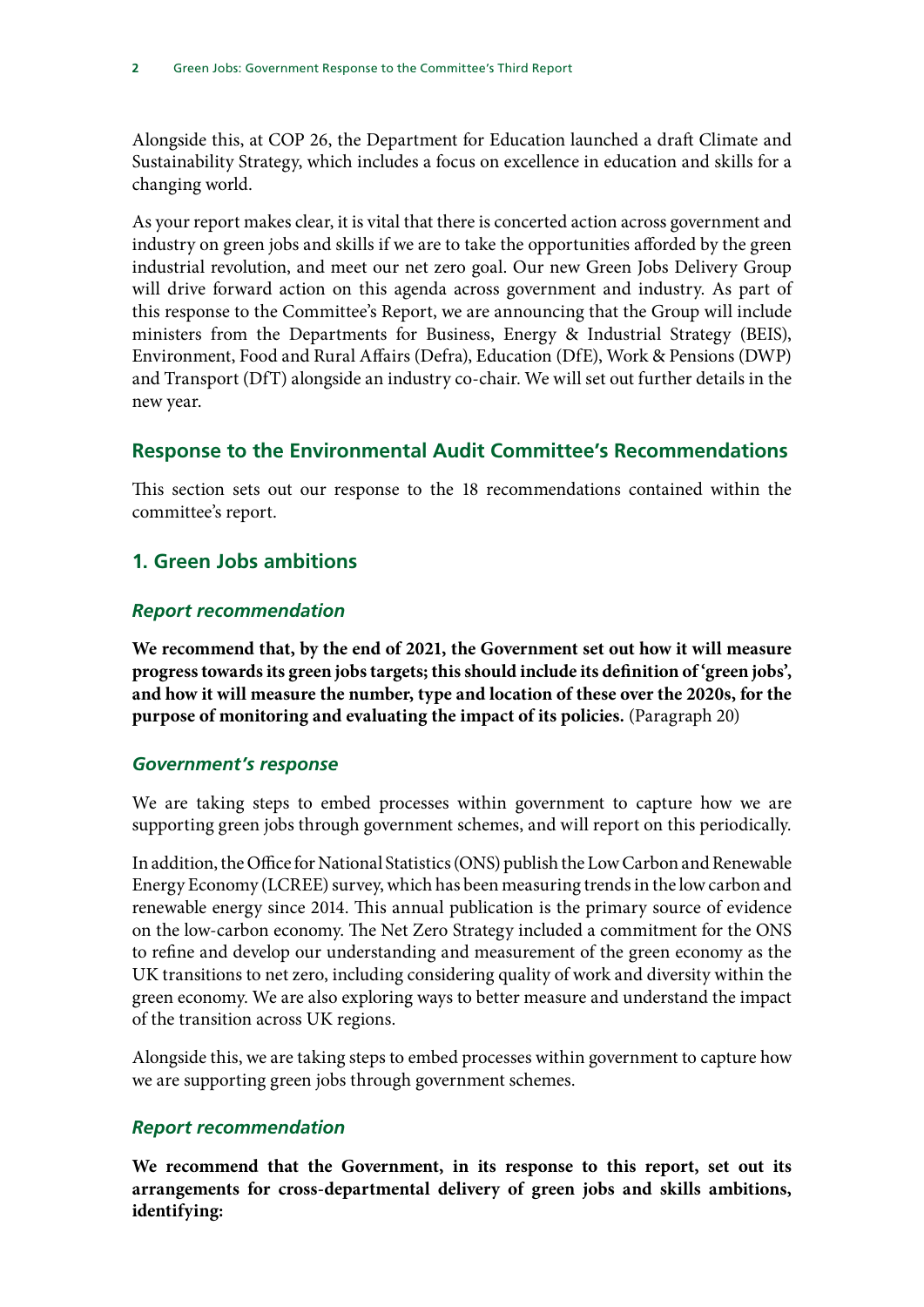Alongside this, at COP 26, the Department for Education launched a draft Climate and Sustainability Strategy, which includes a focus on excellence in education and skills for a changing world.

As your report makes clear, it is vital that there is concerted action across government and industry on green jobs and skills if we are to take the opportunities afforded by the green industrial revolution, and meet our net zero goal. Our new Green Jobs Delivery Group will drive forward action on this agenda across government and industry. As part of this response to the Committee's Report, we are announcing that the Group will include ministers from the Departments for Business, Energy & Industrial Strategy (BEIS), Environment, Food and Rural Affairs (Defra), Education (DfE), Work & Pensions (DWP) and Transport (DfT) alongside an industry co-chair. We will set out further details in the new year.

## Response to the Environmental Audit Committee's Recommendations

This section sets out our response to the 18 recommendations contained within the committee's report.

## 1. Green Jobs ambitions

### *Report recommendation*

**We recommend that, by the end of 2021, the Government set out how it will measure progress towards its green jobs targets; this should include its definition of 'green jobs', and how it will measure the number, type and location of these over the 2020s, for the purpose of monitoring and evaluating the impact of its policies.** (Paragraph 20)

### *Government's response*

We are taking steps to embed processes within government to capture how we are supporting green jobs through government schemes, and will report on this periodically.

In addition, the Office for National Statistics (ONS) publish the Low Carbon and Renewable Energy Economy (LCREE) survey, which has been measuring trends in the low carbon and renewable energy since 2014. This annual publication is the primary source of evidence on the low-carbon economy. The Net Zero Strategy included a commitment for the ONS to refine and develop our understanding and measurement of the green economy as the UK transitions to net zero, including considering quality of work and diversity within the green economy. We are also exploring ways to better measure and understand the impact of the transition across UK regions.

Alongside this, we are taking steps to embed processes within government to capture how we are supporting green jobs through government schemes.

### *Report recommendation*

**We recommend that the Government, in its response to this report, set out its arrangements for cross-departmental delivery of green jobs and skills ambitions, identifying:**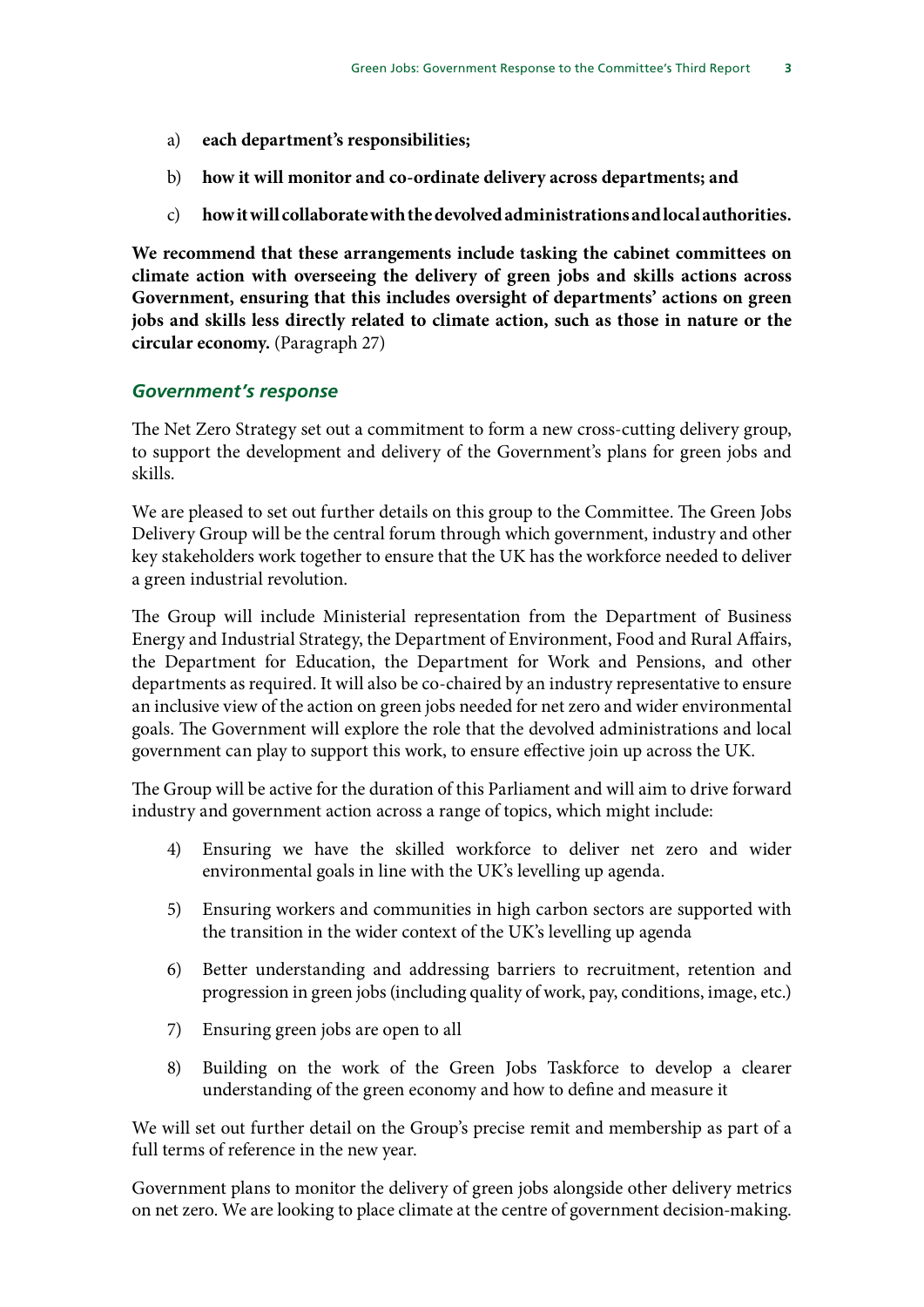a) **each department's responsibilities;**

b) **how it will monitor and co-ordinate delivery across departments; and**

c) **how it will collaborate with the devolved administrations and local authorities.**

**We recommend that these arrangements include tasking the cabinet committees on climate action with overseeing the delivery of green jobs and skills actions across Government, ensuring that this includes oversight of departments' actions on green jobs and skills less directly related to climate action, such as those in nature or the circular economy.** (Paragraph 27)

### *Government's response*

The Net Zero Strategy set out a commitment to form a new cross-cutting delivery group, to support the development and delivery of the Government's plans for green jobs and skills.

We are pleased to set out further details on this group to the Committee. The Green Jobs Delivery Group will be the central forum through which government, industry and other key stakeholders work together to ensure that the UK has the workforce needed to deliver a green industrial revolution.

The Group will include Ministerial representation from the Department of Business Energy and Industrial Strategy, the Department of Environment, Food and Rural Affairs, the Department for Education, the Department for Work and Pensions, and other departments as required. It will also be co-chaired by an industry representative to ensure an inclusive view of the action on green jobs needed for net zero and wider environmental goals. The Government will explore the role that the devolved administrations and local government can play to support this work, to ensure effective join up across the UK.

The Group will be active for the duration of this Parliament and will aim to drive forward industry and government action across a range of topics, which might include:

4) Ensuring we have the skilled workforce to deliver net zero and wider environmental goals in line with the UK's levelling up agenda.

5) Ensuring workers and communities in high carbon sectors are supported with the transition in the wider context of the UK's levelling up agenda

6) Better understanding and addressing barriers to recruitment, retention and progression in green jobs (including quality of work, pay, conditions, image, etc.)

7) Ensuring green jobs are open to all

8) Building on the work of the Green Jobs Taskforce to develop a clearer understanding of the green economy and how to define and measure it

We will set out further detail on the Group's precise remit and membership as part of a full terms of reference in the new year.

Government plans to monitor the delivery of green jobs alongside other delivery metrics on net zero. We are looking to place climate at the centre of government decision-making.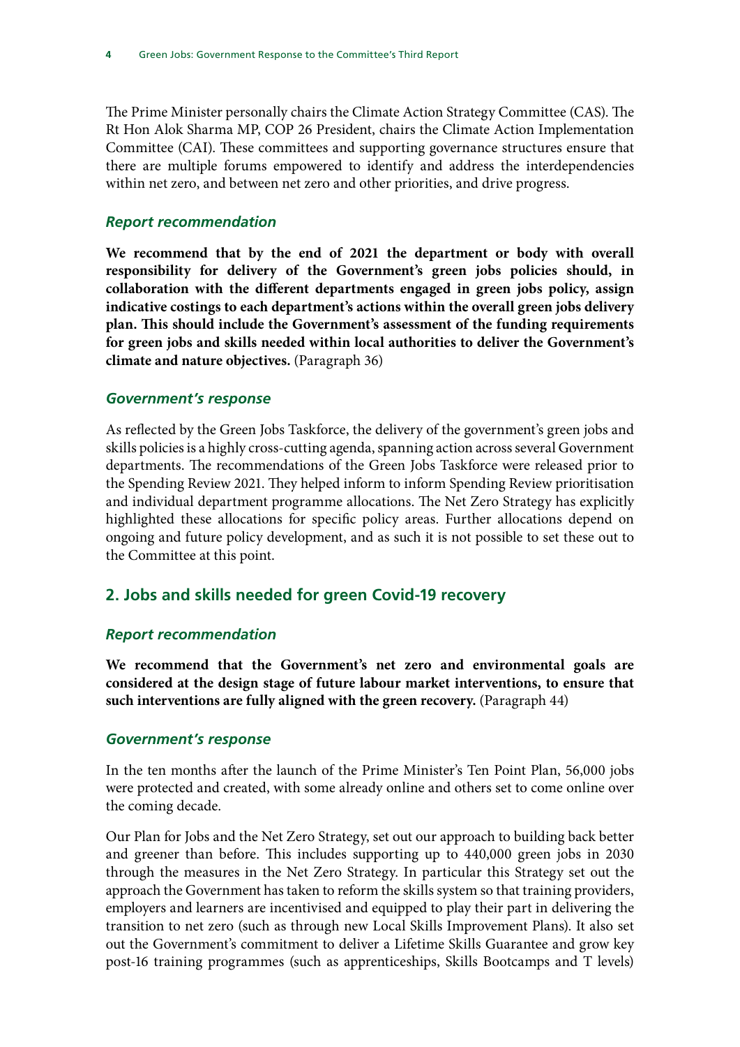The Prime Minister personally chairs the Climate Action Strategy Committee (CAS). The Rt Hon Alok Sharma MP, COP 26 President, chairs the Climate Action Implementation Committee (CAI). These committees and supporting governance structures ensure that there are multiple forums empowered to identify and address the interdependencies within net zero, and between net zero and other priorities, and drive progress.

### *Report recommendation*

**We recommend that by the end of 2021 the department or body with overall responsibility for delivery of the Government's green jobs policies should, in collaboration with the different departments engaged in green jobs policy, assign indicative costings to each department's actions within the overall green jobs delivery plan. This should include the Government's assessment of the funding requirements for green jobs and skills needed within local authorities to deliver the Government's climate and nature objectives.** (Paragraph 36)

### *Government's response*

As reflected by the Green Jobs Taskforce, the delivery of the government's green jobs and skills policies is a highly cross-cutting agenda, spanning action across several Government departments. The recommendations of the Green Jobs Taskforce were released prior to the Spending Review 2021. They helped inform to inform Spending Review prioritisation and individual department programme allocations. The Net Zero Strategy has explicitly highlighted these allocations for specific policy areas. Further allocations depend on ongoing and future policy development, and as such it is not possible to set these out to the Committee at this point.

## 2. Jobs and skills needed for green Covid-19 recovery

### *Report recommendation*

**We recommend that the Government's net zero and environmental goals are considered at the design stage of future labour market interventions, to ensure that such interventions are fully aligned with the green recovery.** (Paragraph 44)

### *Government's response*

In the ten months after the launch of the Prime Minister's Ten Point Plan, 56,000 jobs were protected and created, with some already online and others set to come online over the coming decade.

Our Plan for Jobs and the Net Zero Strategy, set out our approach to building back better and greener than before. This includes supporting up to 440,000 green jobs in 2030 through the measures in the Net Zero Strategy. In particular this Strategy set out the approach the Government has taken to reform the skills system so that training providers, employers and learners are incentivised and equipped to play their part in delivering the transition to net zero (such as through new Local Skills Improvement Plans). It also set out the Government's commitment to deliver a Lifetime Skills Guarantee and grow key post-16 training programmes (such as apprenticeships, Skills Bootcamps and T levels)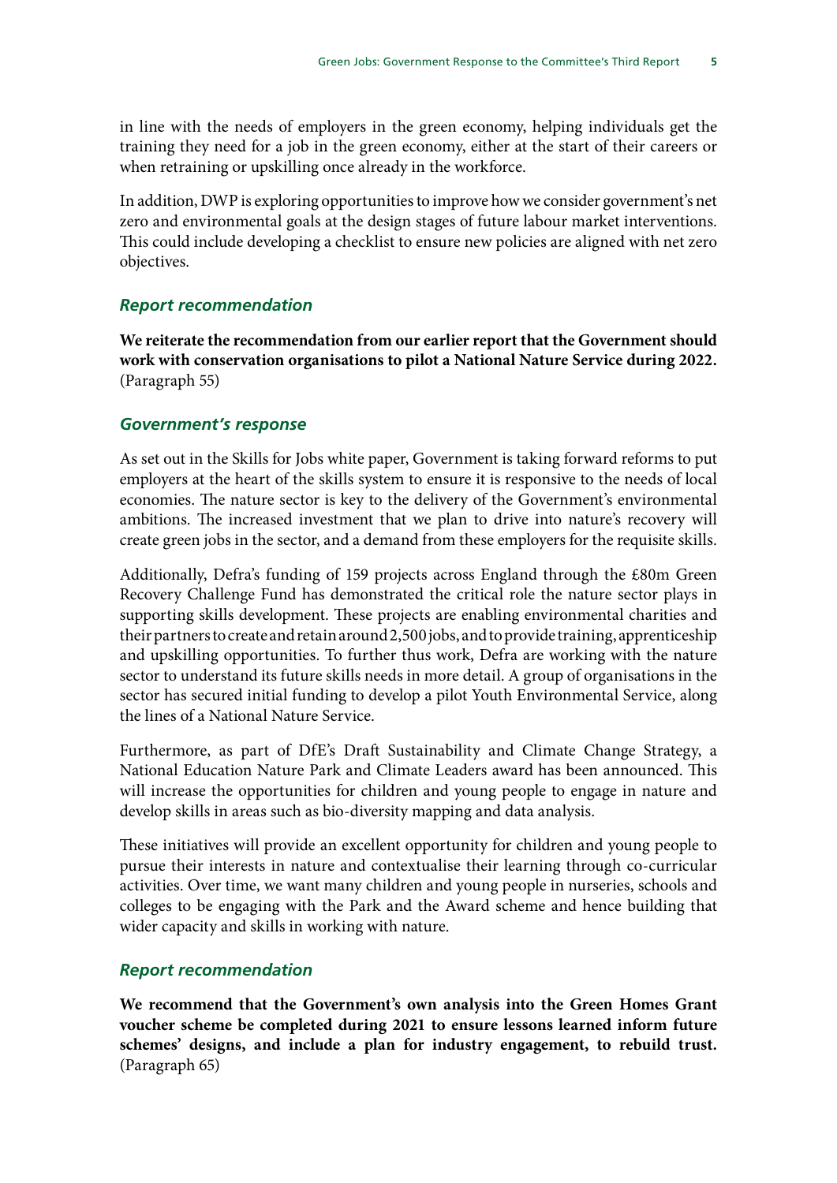in line with the needs of employers in the green economy, helping individuals get the training they need for a job in the green economy, either at the start of their careers or when retraining or upskilling once already in the workforce.

In addition, DWP is exploring opportunities to improve how we consider government's net zero and environmental goals at the design stages of future labour market interventions. This could include developing a checklist to ensure new policies are aligned with net zero objectives.

### *Report recommendation*

**We reiterate the recommendation from our earlier report that the Government should work with conservation organisations to pilot a National Nature Service during 2022.** (Paragraph 55)

### *Government's response*

As set out in the Skills for Jobs white paper, Government is taking forward reforms to put employers at the heart of the skills system to ensure it is responsive to the needs of local economies. The nature sector is key to the delivery of the Government's environmental ambitions. The increased investment that we plan to drive into nature's recovery will create green jobs in the sector, and a demand from these employers for the requisite skills.

Additionally, Defra's funding of 159 projects across England through the £80m Green Recovery Challenge Fund has demonstrated the critical role the nature sector plays in supporting skills development. These projects are enabling environmental charities and their partners to create and retain around 2,500 jobs, and to provide training, apprenticeship and upskilling opportunities. To further thus work, Defra are working with the nature sector to understand its future skills needs in more detail. A group of organisations in the sector has secured initial funding to develop a pilot Youth Environmental Service, along the lines of a National Nature Service.

Furthermore, as part of DfE's Draft Sustainability and Climate Change Strategy, a National Education Nature Park and Climate Leaders award has been announced. This will increase the opportunities for children and young people to engage in nature and develop skills in areas such as bio-diversity mapping and data analysis.

These initiatives will provide an excellent opportunity for children and young people to pursue their interests in nature and contextualise their learning through co-curricular activities. Over time, we want many children and young people in nurseries, schools and colleges to be engaging with the Park and the Award scheme and hence building that wider capacity and skills in working with nature.

### *Report recommendation*

**We recommend that the Government's own analysis into the Green Homes Grant voucher scheme be completed during 2021 to ensure lessons learned inform future schemes' designs, and include a plan for industry engagement, to rebuild trust.** (Paragraph 65)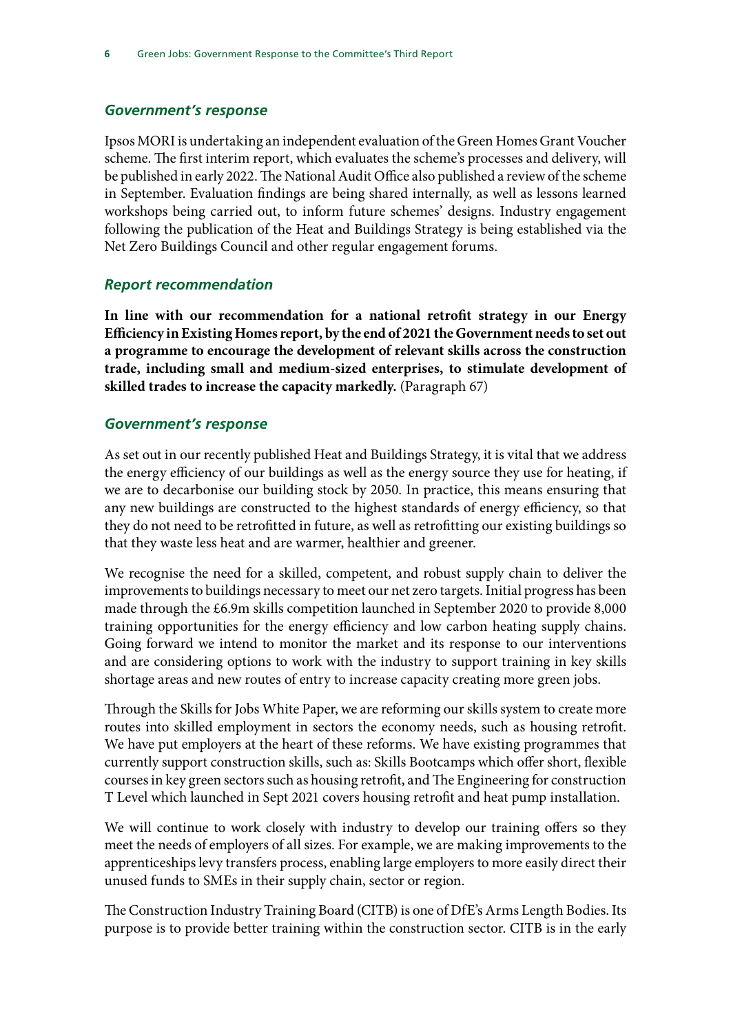### *Government's response*

Ipsos MORI is undertaking an independent evaluation of the Green Homes Grant Voucher scheme. The first interim report, which evaluates the scheme's processes and delivery, will be published in early 2022. The National Audit Office also published a review of the scheme in September. Evaluation findings are being shared internally, as well as lessons learned workshops being carried out, to inform future schemes' designs. Industry engagement following the publication of the Heat and Buildings Strategy is being established via the Net Zero Buildings Council and other regular engagement forums.

### *Report recommendation*

**In line with our recommendation for a national retrofit strategy in our Energy Efficiency in Existing Homes report, by the end of 2021 the Government needs to set out a programme to encourage the development of relevant skills across the construction trade, including small and medium-sized enterprises, to stimulate development of skilled trades to increase the capacity markedly.** (Paragraph 67)

### *Government's response*

As set out in our recently published Heat and Buildings Strategy, it is vital that we address the energy efficiency of our buildings as well as the energy source they use for heating, if we are to decarbonise our building stock by 2050. In practice, this means ensuring that any new buildings are constructed to the highest standards of energy efficiency, so that they do not need to be retrofitted in future, as well as retrofitting our existing buildings so that they waste less heat and are warmer, healthier and greener.

We recognise the need for a skilled, competent, and robust supply chain to deliver the improvements to buildings necessary to meet our net zero targets. Initial progress has been made through the £6.9m skills competition launched in September 2020 to provide 8,000 training opportunities for the energy efficiency and low carbon heating supply chains. Going forward we intend to monitor the market and its response to our interventions and are considering options to work with the industry to support training in key skills shortage areas and new routes of entry to increase capacity creating more green jobs.

Through the Skills for Jobs White Paper, we are reforming our skills system to create more routes into skilled employment in sectors the economy needs, such as housing retrofit. We have put employers at the heart of these reforms. We have existing programmes that currently support construction skills, such as: Skills Bootcamps which offer short, flexible courses in key green sectors such as housing retrofit, and The Engineering for construction T Level which launched in Sept 2021 covers housing retrofit and heat pump installation.

We will continue to work closely with industry to develop our training offers so they meet the needs of employers of all sizes. For example, we are making improvements to the apprenticeships levy transfers process, enabling large employers to more easily direct their unused funds to SMEs in their supply chain, sector or region.

The Construction Industry Training Board (CITB) is one of DfE's Arms Length Bodies. Its purpose is to provide better training within the construction sector. CITB is in the early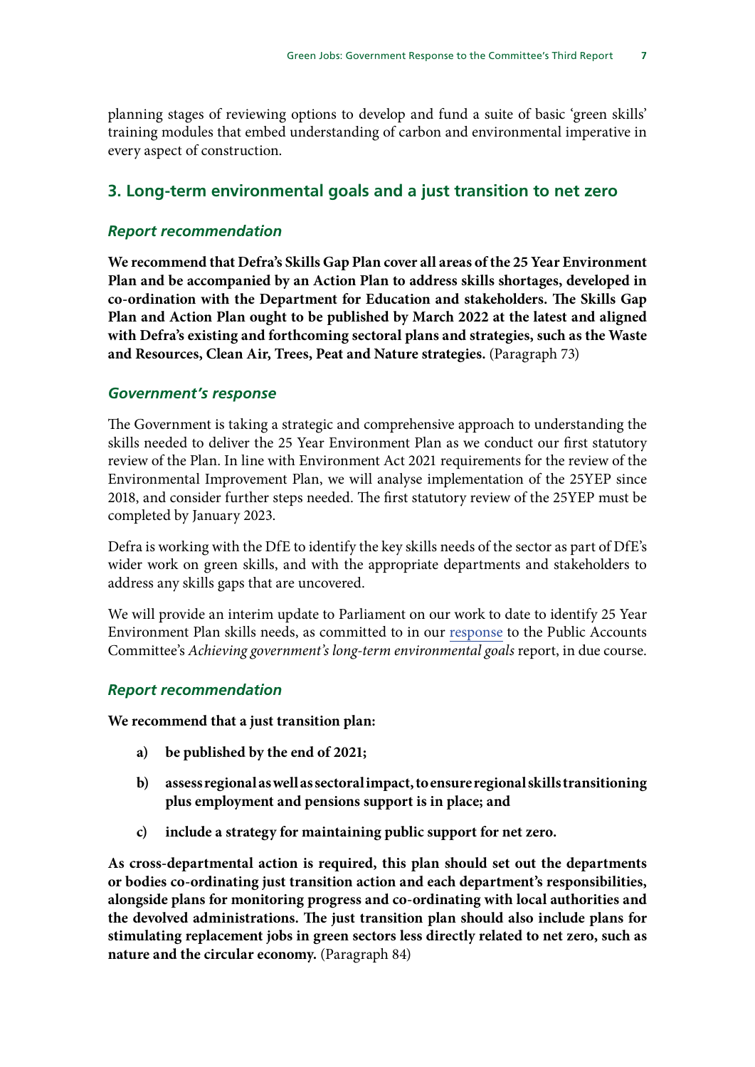planning stages of reviewing options to develop and fund a suite of basic 'green skills' training modules that embed understanding of carbon and environmental imperative in every aspect of construction.

## 3. Long-term environmental goals and a just transition to net zero

### *Report recommendation*

**We recommend that Defra's Skills Gap Plan cover all areas of the 25 Year Environment Plan and be accompanied by an Action Plan to address skills shortages, developed in co-ordination with the Department for Education and stakeholders. The Skills Gap Plan and Action Plan ought to be published by March 2022 at the latest and aligned with Defra's existing and forthcoming sectoral plans and strategies, such as the Waste and Resources, Clean Air, Trees, Peat and Nature strategies.** (Paragraph 73)

### *Government's response*

The Government is taking a strategic and comprehensive approach to understanding the skills needed to deliver the 25 Year Environment Plan as we conduct our first statutory review of the Plan. In line with Environment Act 2021 requirements for the review of the Environmental Improvement Plan, we will analyse implementation of the 25YEP since 2018, and consider further steps needed. The first statutory review of the 25YEP must be completed by January 2023.

Defra is working with the DfE to identify the key skills needs of the sector as part of DfE's wider work on green skills, and with the appropriate departments and stakeholders to address any skills gaps that are uncovered.

We will provide an interim update to Parliament on our work to date to identify 25 Year Environment Plan skills needs, as committed to in our response to the Public Accounts Committee's *Achieving government's long-term environmental goals* report, in due course.

### *Report recommendation*

**We recommend that a just transition plan:**

- **a) be published by the end of 2021;**
- **b) assess regional as well as sectoral impact, to ensure regional skills transitioning plus employment and pensions support is in place; and**
- **c) include a strategy for maintaining public support for net zero.**

**As cross-departmental action is required, this plan should set out the departments or bodies co-ordinating just transition action and each department's responsibilities, alongside plans for monitoring progress and co-ordinating with local authorities and the devolved administrations. The just transition plan should also include plans for stimulating replacement jobs in green sectors less directly related to net zero, such as nature and the circular economy.** (Paragraph 84)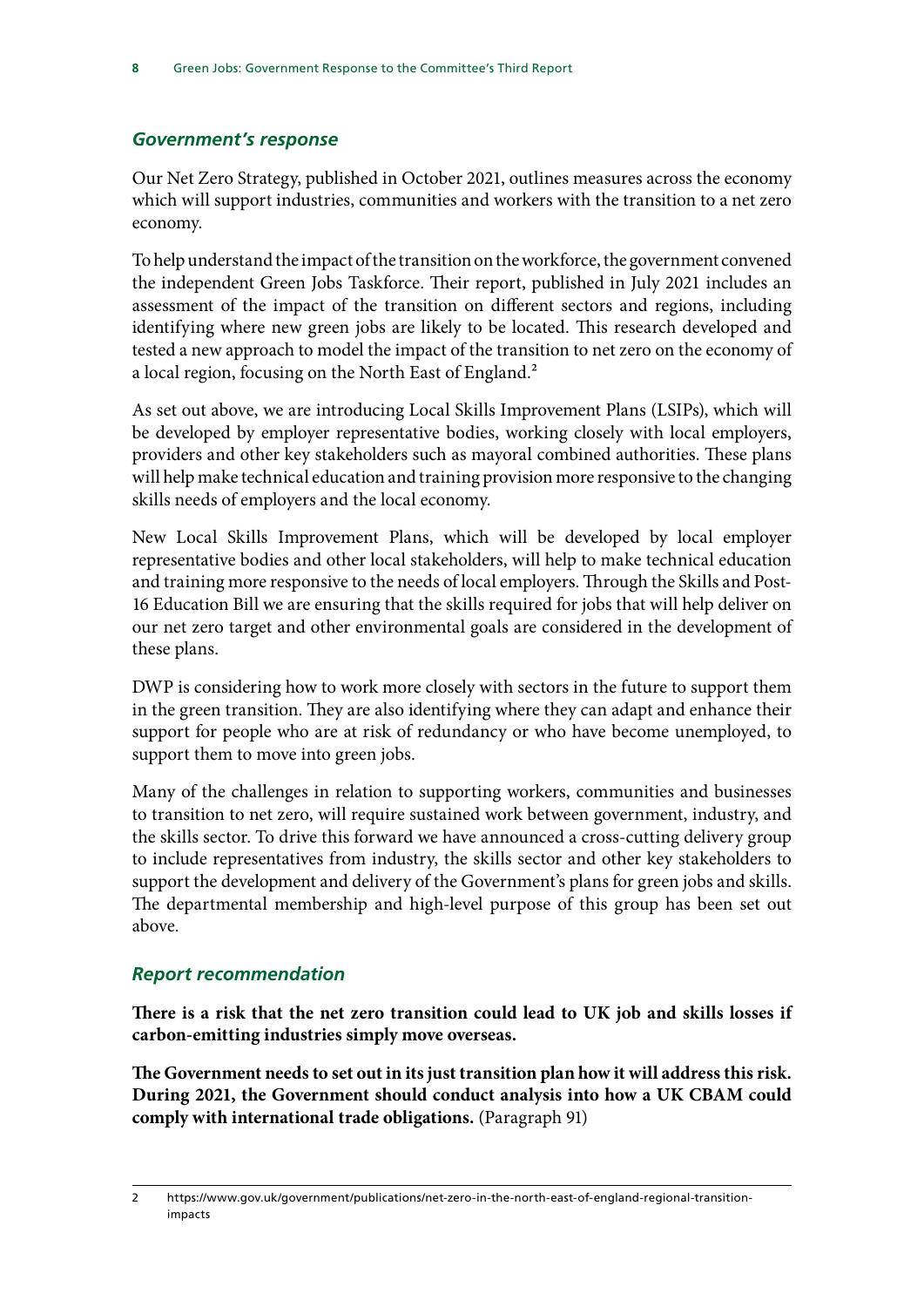### *Government's response*

Our Net Zero Strategy, published in October 2021, outlines measures across the economy which will support industries, communities and workers with the transition to a net zero economy.

To help understand the impact of the transition on the workforce, the government convened the independent Green Jobs Taskforce. Their report, published in July 2021 includes an assessment of the impact of the transition on different sectors and regions, including identifying where new green jobs are likely to be located. This research developed and tested a new approach to model the impact of the transition to net zero on the economy of a local region, focusing on the North East of England.[2]

As set out above, we are introducing Local Skills Improvement Plans (LSIPs), which will be developed by employer representative bodies, working closely with local employers, providers and other key stakeholders such as mayoral combined authorities. These plans will help make technical education and training provision more responsive to the changing skills needs of employers and the local economy.

New Local Skills Improvement Plans, which will be developed by local employer representative bodies and other local stakeholders, will help to make technical education and training more responsive to the needs of local employers. Through the Skills and Post-16 Education Bill we are ensuring that the skills required for jobs that will help deliver on our net zero target and other environmental goals are considered in the development of these plans.

DWP is considering how to work more closely with sectors in the future to support them in the green transition. They are also identifying where they can adapt and enhance their support for people who are at risk of redundancy or who have become unemployed, to support them to move into green jobs.

Many of the challenges in relation to supporting workers, communities and businesses to transition to net zero, will require sustained work between government, industry, and the skills sector. To drive this forward we have announced a cross-cutting delivery group to include representatives from industry, the skills sector and other key stakeholders to support the development and delivery of the Government's plans for green jobs and skills. The departmental membership and high-level purpose of this group has been set out above.

### *Report recommendation*

**There is a risk that the net zero transition could lead to UK job and skills losses if carbon-emitting industries simply move overseas.**

**The Government needs to set out in its just transition plan how it will address this risk. During 2021, the Government should conduct analysis into how a UK CBAM could comply with international trade obligations.** (Paragraph 91)

---

2 https://www.gov.uk/government/publications/net-zero-in-the-north-east-of-england-regional-transition-impacts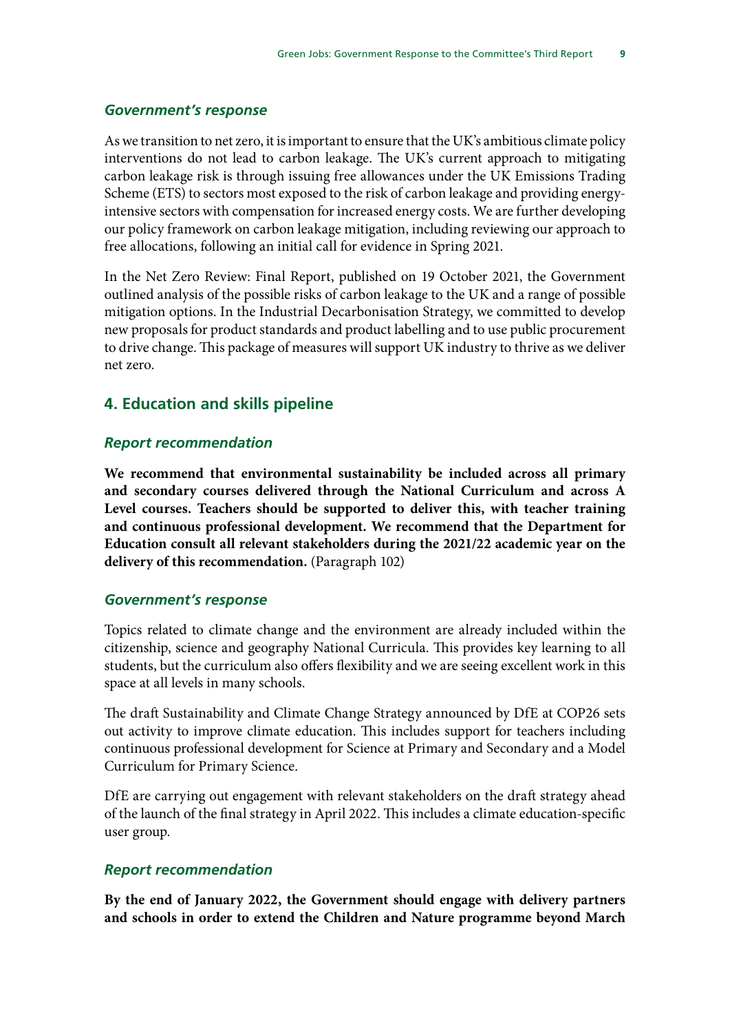### Government's response

As we transition to net zero, it is important to ensure that the UK's ambitious climate policy interventions do not lead to carbon leakage. The UK's current approach to mitigating carbon leakage risk is through issuing free allowances under the UK Emissions Trading Scheme (ETS) to sectors most exposed to the risk of carbon leakage and providing energy-intensive sectors with compensation for increased energy costs. We are further developing our policy framework on carbon leakage mitigation, including reviewing our approach to free allocations, following an initial call for evidence in Spring 2021.

In the Net Zero Review: Final Report, published on 19 October 2021, the Government outlined analysis of the possible risks of carbon leakage to the UK and a range of possible mitigation options. In the Industrial Decarbonisation Strategy, we committed to develop new proposals for product standards and product labelling and to use public procurement to drive change. This package of measures will support UK industry to thrive as we deliver net zero.

## 4. Education and skills pipeline

### Report recommendation

**We recommend that environmental sustainability be included across all primary and secondary courses delivered through the National Curriculum and across A Level courses. Teachers should be supported to deliver this, with teacher training and continuous professional development. We recommend that the Department for Education consult all relevant stakeholders during the 2021/22 academic year on the delivery of this recommendation.** (Paragraph 102)

### Government's response

Topics related to climate change and the environment are already included within the citizenship, science and geography National Curricula. This provides key learning to all students, but the curriculum also offers flexibility and we are seeing excellent work in this space at all levels in many schools.

The draft Sustainability and Climate Change Strategy announced by DfE at COP26 sets out activity to improve climate education. This includes support for teachers including continuous professional development for Science at Primary and Secondary and a Model Curriculum for Primary Science.

DfE are carrying out engagement with relevant stakeholders on the draft strategy ahead of the launch of the final strategy in April 2022. This includes a climate education-specific user group.

### Report recommendation

**By the end of January 2022, the Government should engage with delivery partners and schools in order to extend the Children and Nature programme beyond March**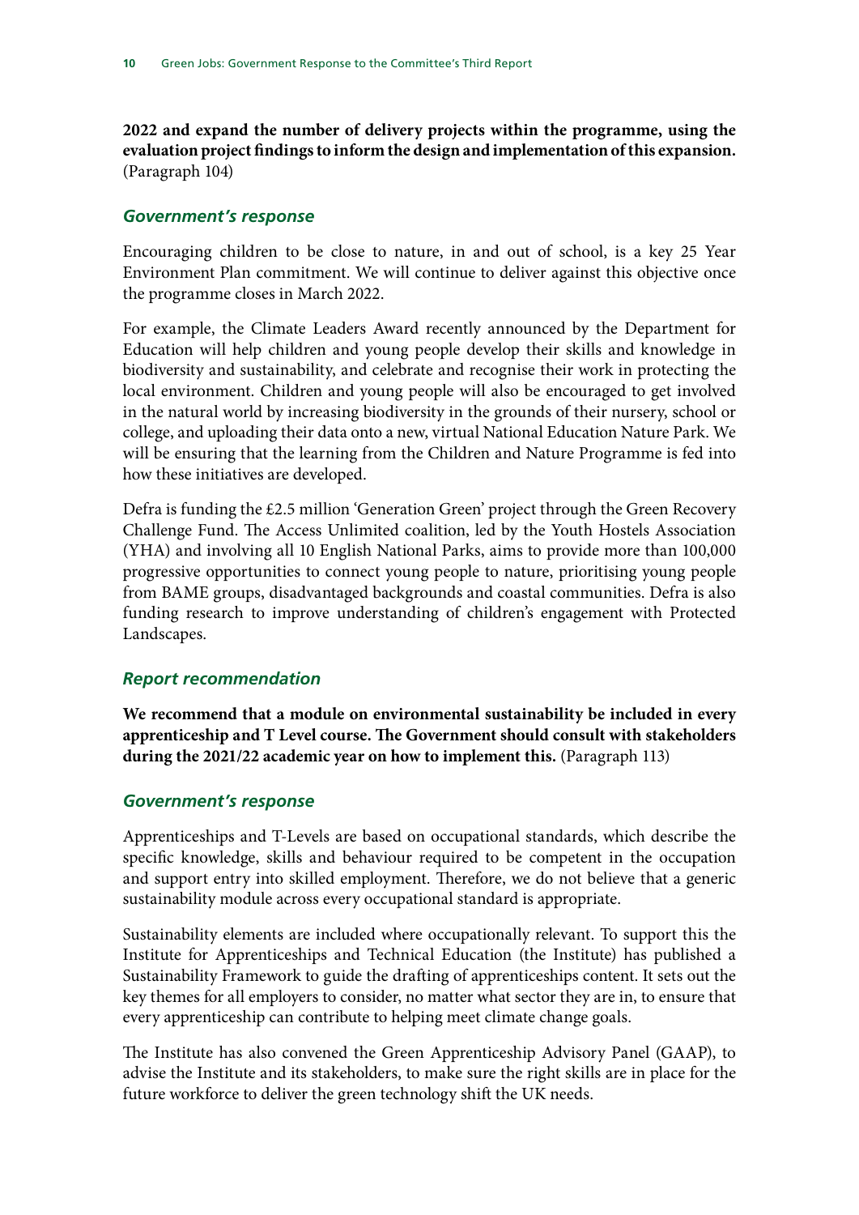**2022 and expand the number of delivery projects within the programme, using the evaluation project findings to inform the design and implementation of this expansion.** (Paragraph 104)

### *Government's response*

Encouraging children to be close to nature, in and out of school, is a key 25 Year Environment Plan commitment. We will continue to deliver against this objective once the programme closes in March 2022.

For example, the Climate Leaders Award recently announced by the Department for Education will help children and young people develop their skills and knowledge in biodiversity and sustainability, and celebrate and recognise their work in protecting the local environment. Children and young people will also be encouraged to get involved in the natural world by increasing biodiversity in the grounds of their nursery, school or college, and uploading their data onto a new, virtual National Education Nature Park. We will be ensuring that the learning from the Children and Nature Programme is fed into how these initiatives are developed.

Defra is funding the £2.5 million 'Generation Green' project through the Green Recovery Challenge Fund. The Access Unlimited coalition, led by the Youth Hostels Association (YHA) and involving all 10 English National Parks, aims to provide more than 100,000 progressive opportunities to connect young people to nature, prioritising young people from BAME groups, disadvantaged backgrounds and coastal communities. Defra is also funding research to improve understanding of children's engagement with Protected Landscapes.

### *Report recommendation*

**We recommend that a module on environmental sustainability be included in every apprenticeship and T Level course. The Government should consult with stakeholders during the 2021/22 academic year on how to implement this.** (Paragraph 113)

### *Government's response*

Apprenticeships and T-Levels are based on occupational standards, which describe the specific knowledge, skills and behaviour required to be competent in the occupation and support entry into skilled employment. Therefore, we do not believe that a generic sustainability module across every occupational standard is appropriate.

Sustainability elements are included where occupationally relevant. To support this the Institute for Apprenticeships and Technical Education (the Institute) has published a Sustainability Framework to guide the drafting of apprenticeships content. It sets out the key themes for all employers to consider, no matter what sector they are in, to ensure that every apprenticeship can contribute to helping meet climate change goals.

The Institute has also convened the Green Apprenticeship Advisory Panel (GAAP), to advise the Institute and its stakeholders, to make sure the right skills are in place for the future workforce to deliver the green technology shift the UK needs.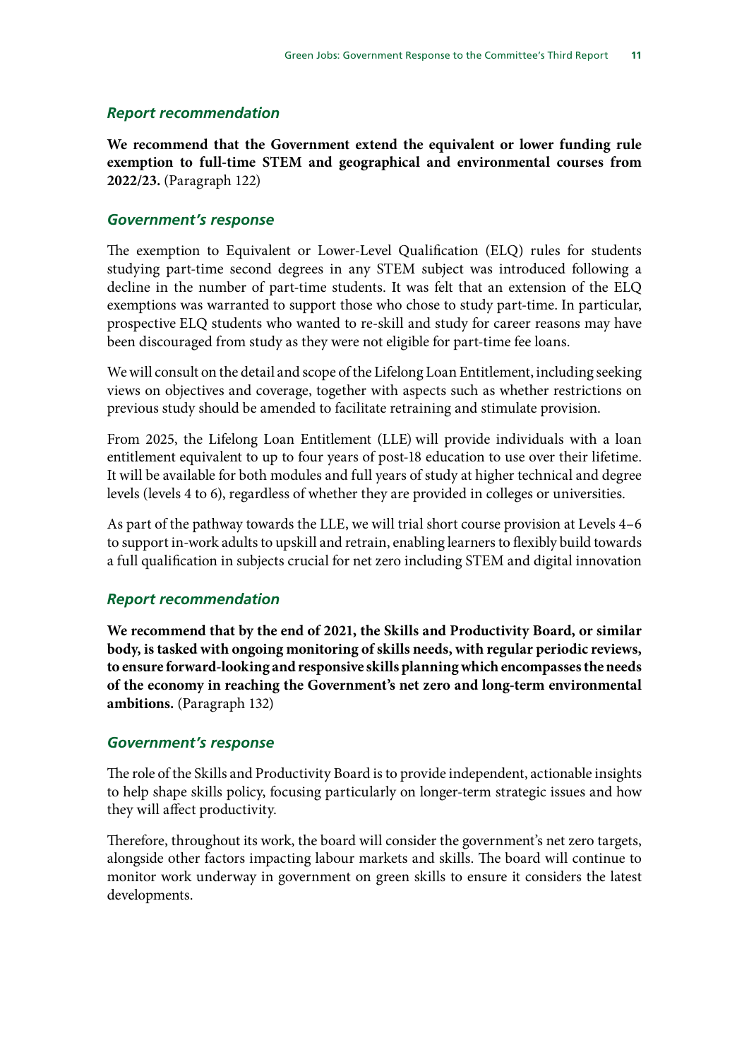### *Report recommendation*

**We recommend that the Government extend the equivalent or lower funding rule exemption to full-time STEM and geographical and environmental courses from 2022/23.** (Paragraph 122)

### *Government's response*

The exemption to Equivalent or Lower-Level Qualification (ELQ) rules for students studying part-time second degrees in any STEM subject was introduced following a decline in the number of part-time students. It was felt that an extension of the ELQ exemptions was warranted to support those who chose to study part-time. In particular, prospective ELQ students who wanted to re-skill and study for career reasons may have been discouraged from study as they were not eligible for part-time fee loans.

We will consult on the detail and scope of the Lifelong Loan Entitlement, including seeking views on objectives and coverage, together with aspects such as whether restrictions on previous study should be amended to facilitate retraining and stimulate provision.

From 2025, the Lifelong Loan Entitlement (LLE) will provide individuals with a loan entitlement equivalent to up to four years of post-18 education to use over their lifetime. It will be available for both modules and full years of study at higher technical and degree levels (levels 4 to 6), regardless of whether they are provided in colleges or universities.

As part of the pathway towards the LLE, we will trial short course provision at Levels 4–6 to support in-work adults to upskill and retrain, enabling learners to flexibly build towards a full qualification in subjects crucial for net zero including STEM and digital innovation

### *Report recommendation*

**We recommend that by the end of 2021, the Skills and Productivity Board, or similar body, is tasked with ongoing monitoring of skills needs, with regular periodic reviews, to ensure forward-looking and responsive skills planning which encompasses the needs of the economy in reaching the Government's net zero and long-term environmental ambitions.** (Paragraph 132)

### *Government's response*

The role of the Skills and Productivity Board is to provide independent, actionable insights to help shape skills policy, focusing particularly on longer-term strategic issues and how they will affect productivity.

Therefore, throughout its work, the board will consider the government's net zero targets, alongside other factors impacting labour markets and skills. The board will continue to monitor work underway in government on green skills to ensure it considers the latest developments.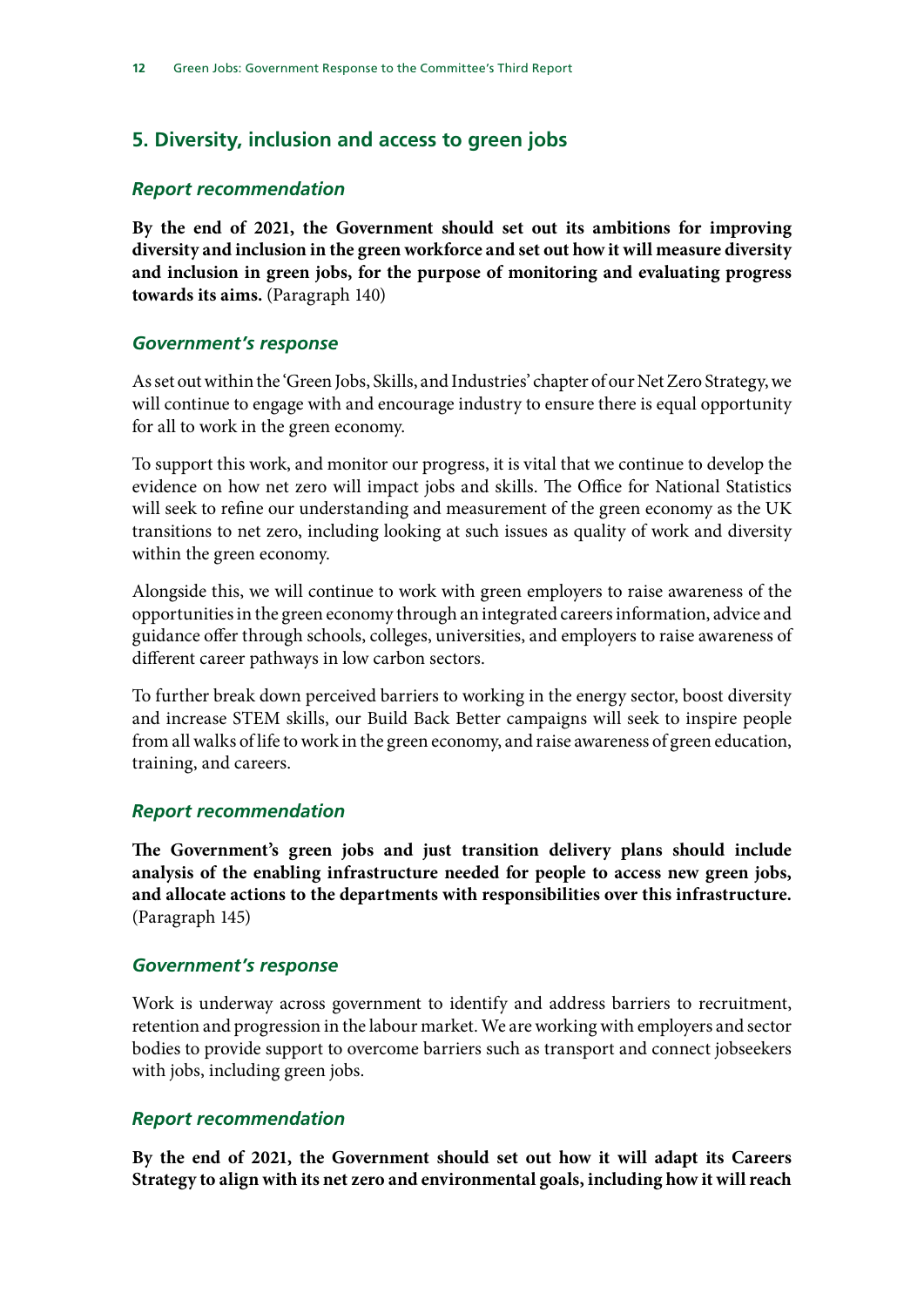## 5. Diversity, inclusion and access to green jobs

### *Report recommendation*

**By the end of 2021, the Government should set out its ambitions for improving diversity and inclusion in the green workforce and set out how it will measure diversity and inclusion in green jobs, for the purpose of monitoring and evaluating progress towards its aims.** (Paragraph 140)

### *Government's response*

As set out within the 'Green Jobs, Skills, and Industries' chapter of our Net Zero Strategy, we will continue to engage with and encourage industry to ensure there is equal opportunity for all to work in the green economy.

To support this work, and monitor our progress, it is vital that we continue to develop the evidence on how net zero will impact jobs and skills. The Office for National Statistics will seek to refine our understanding and measurement of the green economy as the UK transitions to net zero, including looking at such issues as quality of work and diversity within the green economy.

Alongside this, we will continue to work with green employers to raise awareness of the opportunities in the green economy through an integrated careers information, advice and guidance offer through schools, colleges, universities, and employers to raise awareness of different career pathways in low carbon sectors.

To further break down perceived barriers to working in the energy sector, boost diversity and increase STEM skills, our Build Back Better campaigns will seek to inspire people from all walks of life to work in the green economy, and raise awareness of green education, training, and careers.

### *Report recommendation*

**The Government's green jobs and just transition delivery plans should include analysis of the enabling infrastructure needed for people to access new green jobs, and allocate actions to the departments with responsibilities over this infrastructure.** (Paragraph 145)

### *Government's response*

Work is underway across government to identify and address barriers to recruitment, retention and progression in the labour market. We are working with employers and sector bodies to provide support to overcome barriers such as transport and connect jobseekers with jobs, including green jobs.

### *Report recommendation*

**By the end of 2021, the Government should set out how it will adapt its Careers Strategy to align with its net zero and environmental goals, including how it will reach**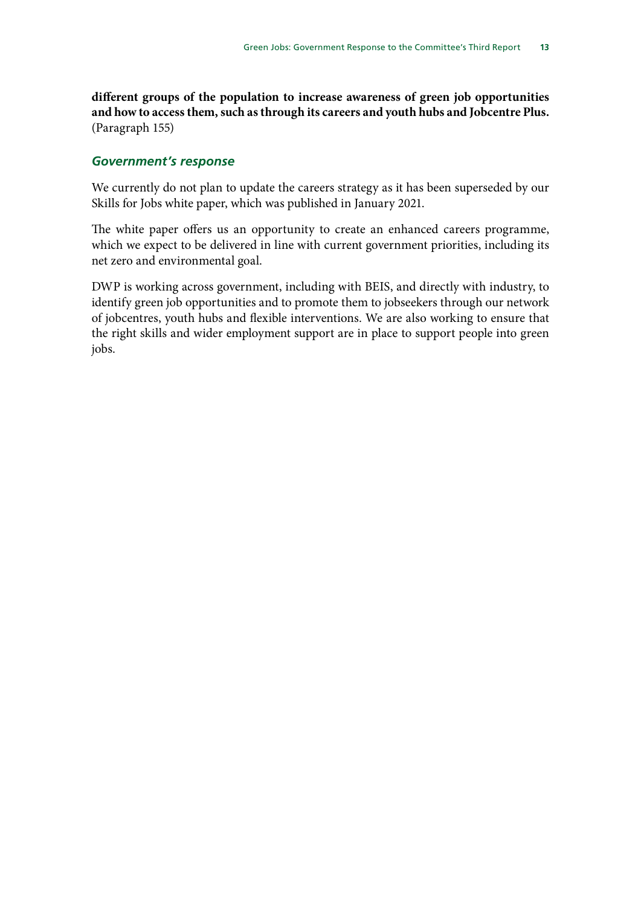**different groups of the population to increase awareness of green job opportunities and how to access them, such as through its careers and youth hubs and Jobcentre Plus.** (Paragraph 155)

### *Government's response*

We currently do not plan to update the careers strategy as it has been superseded by our Skills for Jobs white paper, which was published in January 2021.

The white paper offers us an opportunity to create an enhanced careers programme, which we expect to be delivered in line with current government priorities, including its net zero and environmental goal.

DWP is working across government, including with BEIS, and directly with industry, to identify green job opportunities and to promote them to jobseekers through our network of jobcentres, youth hubs and flexible interventions. We are also working to ensure that the right skills and wider employment support are in place to support people into green jobs.